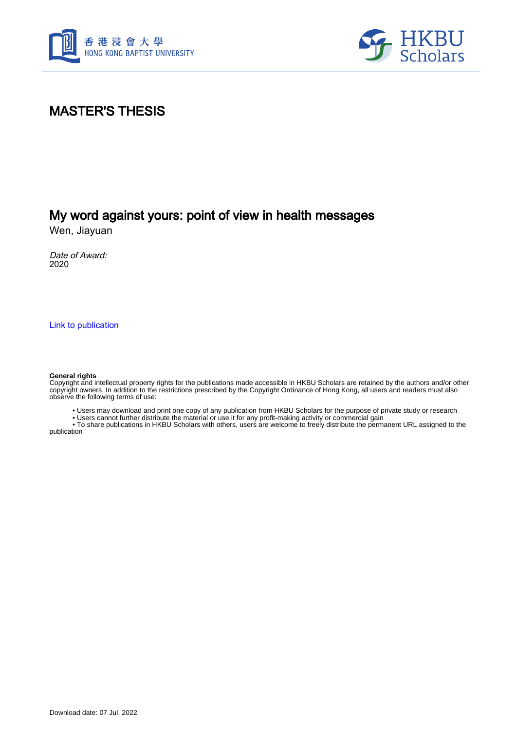# MASTER'S THESIS

## My word against yours: point of view in health messages

Wen, Jiayuan

*Date of Award:*
2020

Link to publication

**General rights**
Copyright and intellectual property rights for the publications made accessible in HKBU Scholars are retained by the authors and/or other copyright owners. In addition to the restrictions prescribed by the Copyright Ordinance of Hong Kong, all users and readers must also observe the following terms of use:

- Users may download and print one copy of any publication from HKBU Scholars for the purpose of private study or research
- Users cannot further distribute the material or use it for any profit-making activity or commercial gain
- To share publications in HKBU Scholars with others, users are welcome to freely distribute the permanent URL assigned to the publication

Download date: 07 Jul, 2022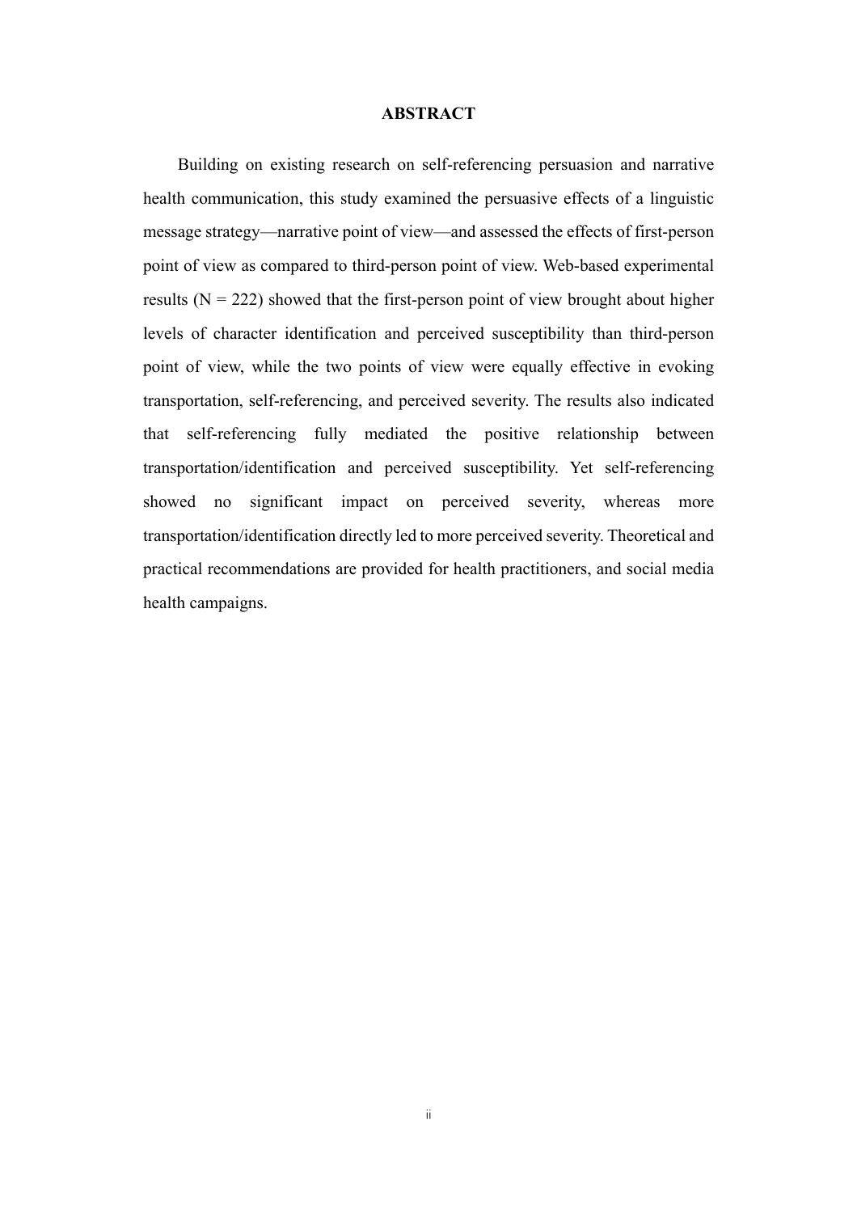# ABSTRACT

Building on existing research on self-referencing persuasion and narrative health communication, this study examined the persuasive effects of a linguistic message strategy—narrative point of view—and assessed the effects of first-person point of view as compared to third-person point of view. Web-based experimental results (N = 222) showed that the first-person point of view brought about higher levels of character identification and perceived susceptibility than third-person point of view, while the two points of view were equally effective in evoking transportation, self-referencing, and perceived severity. The results also indicated that self-referencing fully mediated the positive relationship between transportation/identification and perceived susceptibility. Yet self-referencing showed no significant impact on perceived severity, whereas more transportation/identification directly led to more perceived severity. Theoretical and practical recommendations are provided for health practitioners, and social media health campaigns.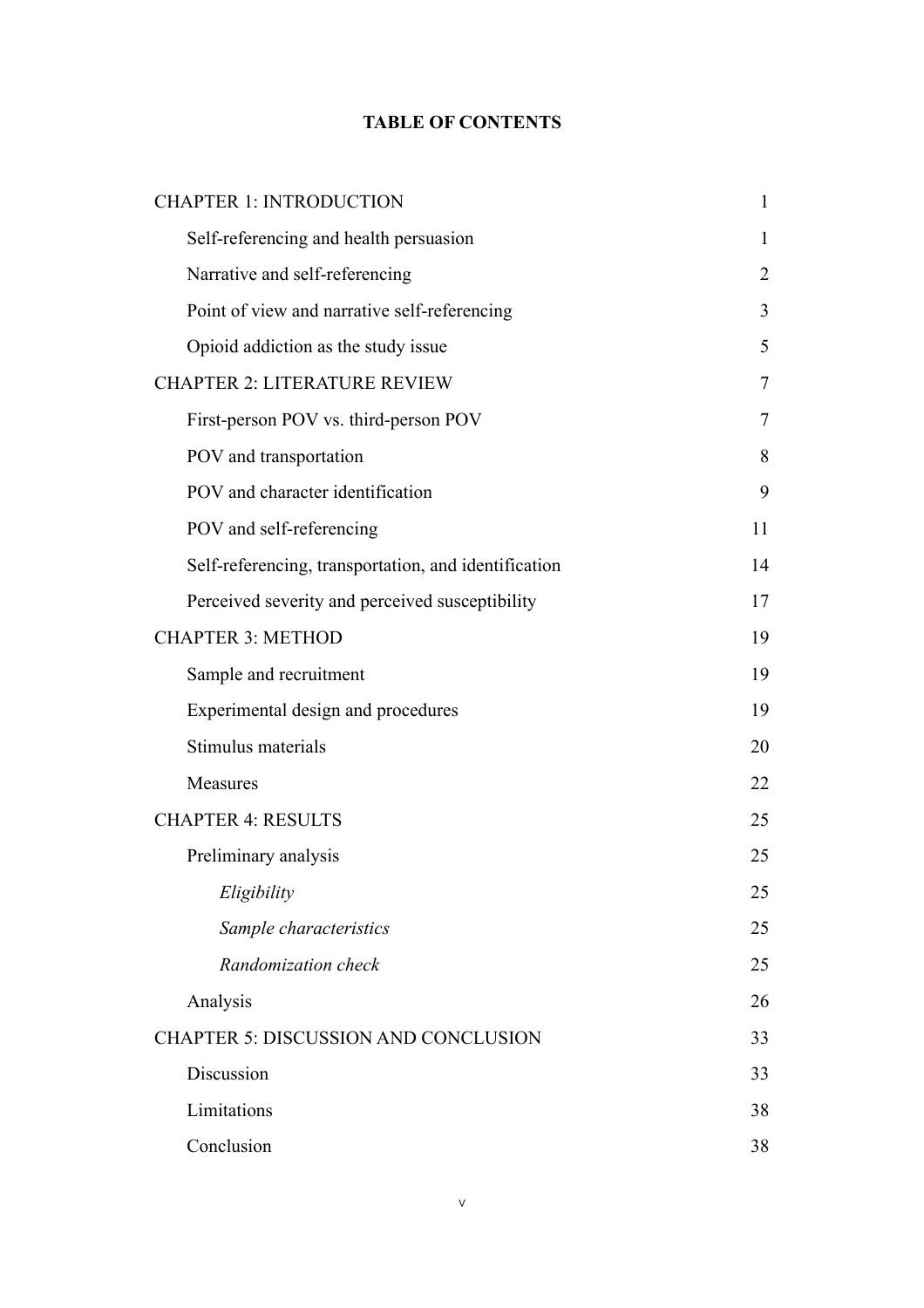**TABLE OF CONTENTS**

| | |
|---|---|
| CHAPTER 1: INTRODUCTION | 1 |
| Self-referencing and health persuasion | 1 |
| Narrative and self-referencing | 2 |
| Point of view and narrative self-referencing | 3 |
| Opioid addiction as the study issue | 5 |
| CHAPTER 2: LITERATURE REVIEW | 7 |
| First-person POV vs. third-person POV | 7 |
| POV and transportation | 8 |
| POV and character identification | 9 |
| POV and self-referencing | 11 |
| Self-referencing, transportation, and identification | 14 |
| Perceived severity and perceived susceptibility | 17 |
| CHAPTER 3: METHOD | 19 |
| Sample and recruitment | 19 |
| Experimental design and procedures | 19 |
| Stimulus materials | 20 |
| Measures | 22 |
| CHAPTER 4: RESULTS | 25 |
| Preliminary analysis | 25 |
| *Eligibility* | 25 |
| *Sample characteristics* | 25 |
| *Randomization check* | 25 |
| Analysis | 26 |
| CHAPTER 5: DISCUSSION AND CONCLUSION | 33 |
| Discussion | 33 |
| Limitations | 38 |
| Conclusion | 38 |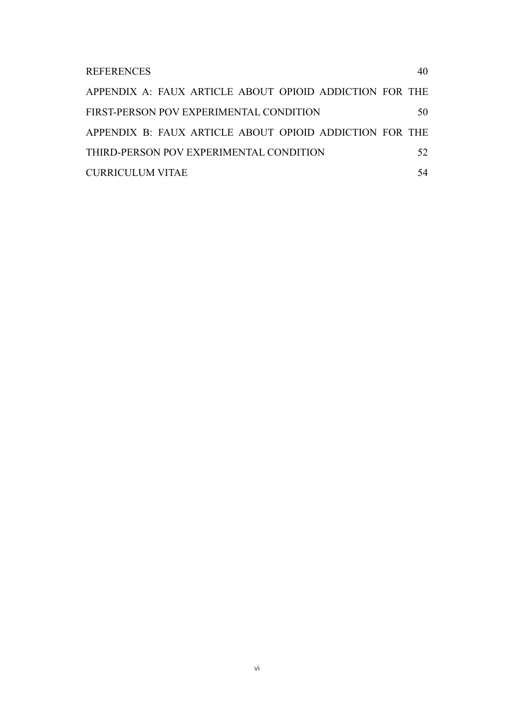REFERENCES 40

APPENDIX A: FAUX ARTICLE ABOUT OPIOID ADDICTION FOR THE FIRST-PERSON POV EXPERIMENTAL CONDITION 50

APPENDIX B: FAUX ARTICLE ABOUT OPIOID ADDICTION FOR THE THIRD-PERSON POV EXPERIMENTAL CONDITION 52

CURRICULUM VITAE 54